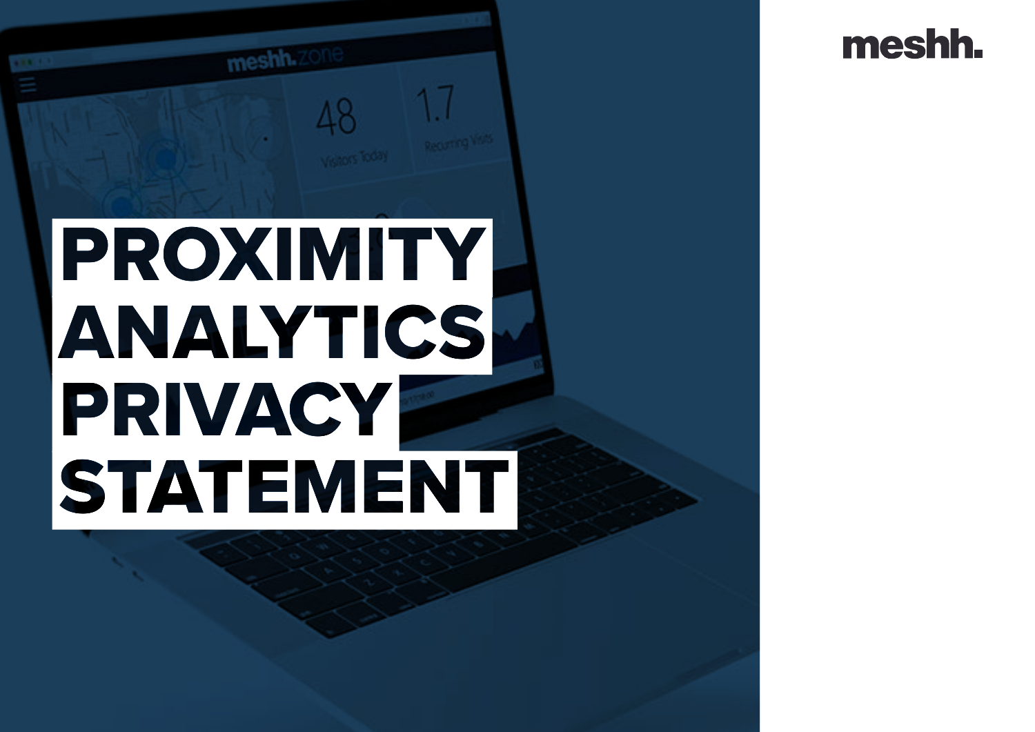meshh.

# PROXIMITY ANALYTICS PRIVACY STATEMENT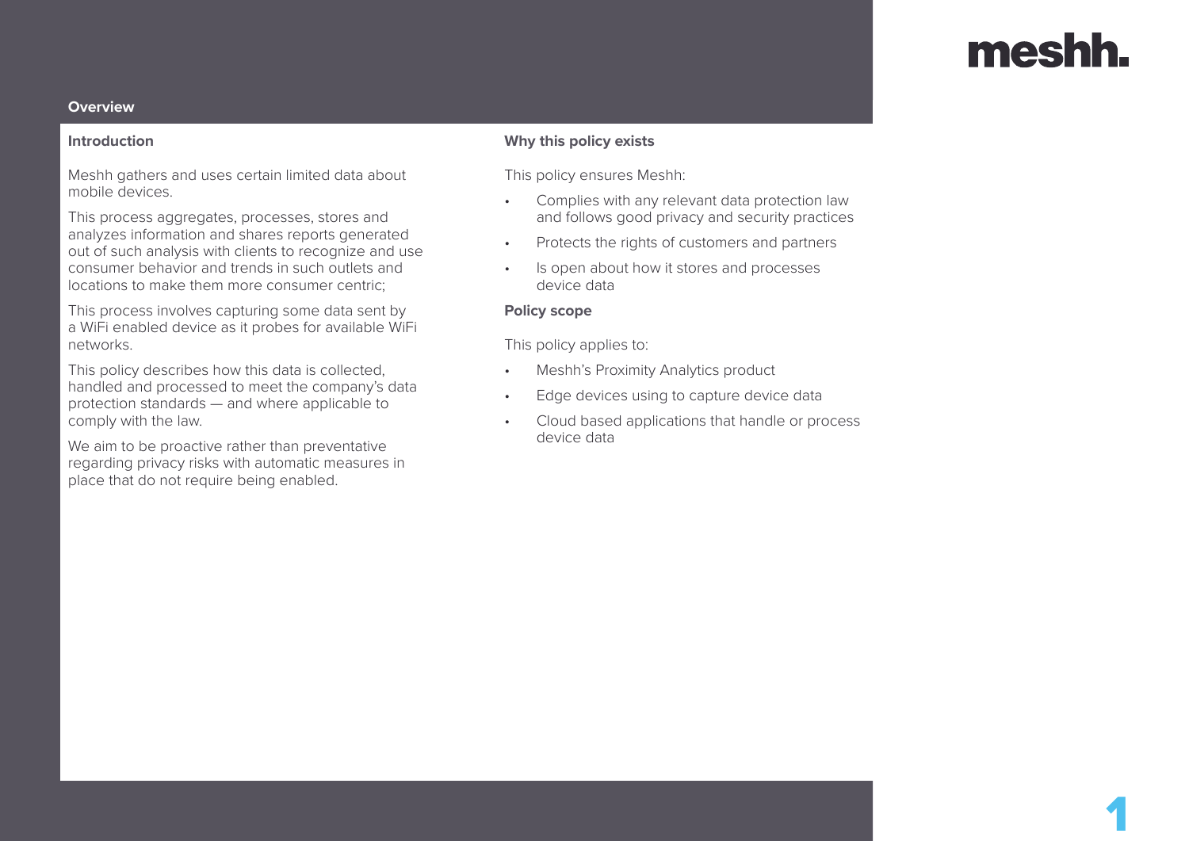## Overview

### Introduction

Meshh gathers and uses certain limited data about mobile devices.

This process aggregates, processes, stores and analyzes information and shares reports generated out of such analysis with clients to recognize and use consumer behavior and trends in such outlets and locations to make them more consumer centric;

This process involves capturing some data sent by a WiFi enabled device as it probes for available WiFi networks.

This policy describes how this data is collected, handled and processed to meet the company's data protection standards — and where applicable to comply with the law.

We aim to be proactive rather than preventative regarding privacy risks with automatic measures in place that do not require being enabled.

### Why this policy exists

This policy ensures Meshh:

- Complies with any relevant data protection law and follows good privacy and security practices
- Protects the rights of customers and partners
- Is open about how it stores and processes device data

### Policy scope

This policy applies to:

- Meshh's Proximity Analytics product
- Edge devices using to capture device data
- Cloud based applications that handle or process device data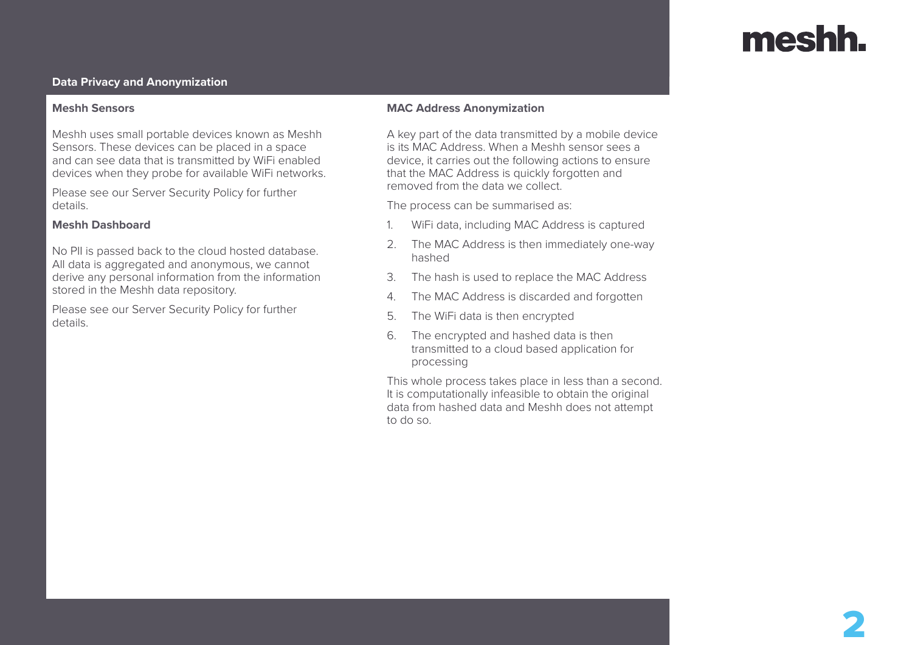## Data Privacy and Anonymization

### Meshh Sensors

Meshh uses small portable devices known as Meshh Sensors. These devices can be placed in a space and can see data that is transmitted by WiFi enabled devices when they probe for available WiFi networks.

Please see our Server Security Policy for further details.

### Meshh Dashboard

No PII is passed back to the cloud hosted database. All data is aggregated and anonymous, we cannot derive any personal information from the information stored in the Meshh data repository.

Please see our Server Security Policy for further details.

### MAC Address Anonymization

A key part of the data transmitted by a mobile device is its MAC Address. When a Meshh sensor sees a device, it carries out the following actions to ensure that the MAC Address is quickly forgotten and removed from the data we collect.

The process can be summarised as:

1. WiFi data, including MAC Address is captured
2. The MAC Address is then immediately one-way hashed
3. The hash is used to replace the MAC Address
4. The MAC Address is discarded and forgotten
5. The WiFi data is then encrypted
6. The encrypted and hashed data is then transmitted to a cloud based application for processing

This whole process takes place in less than a second. It is computationally infeasible to obtain the original data from hashed data and Meshh does not attempt to do so.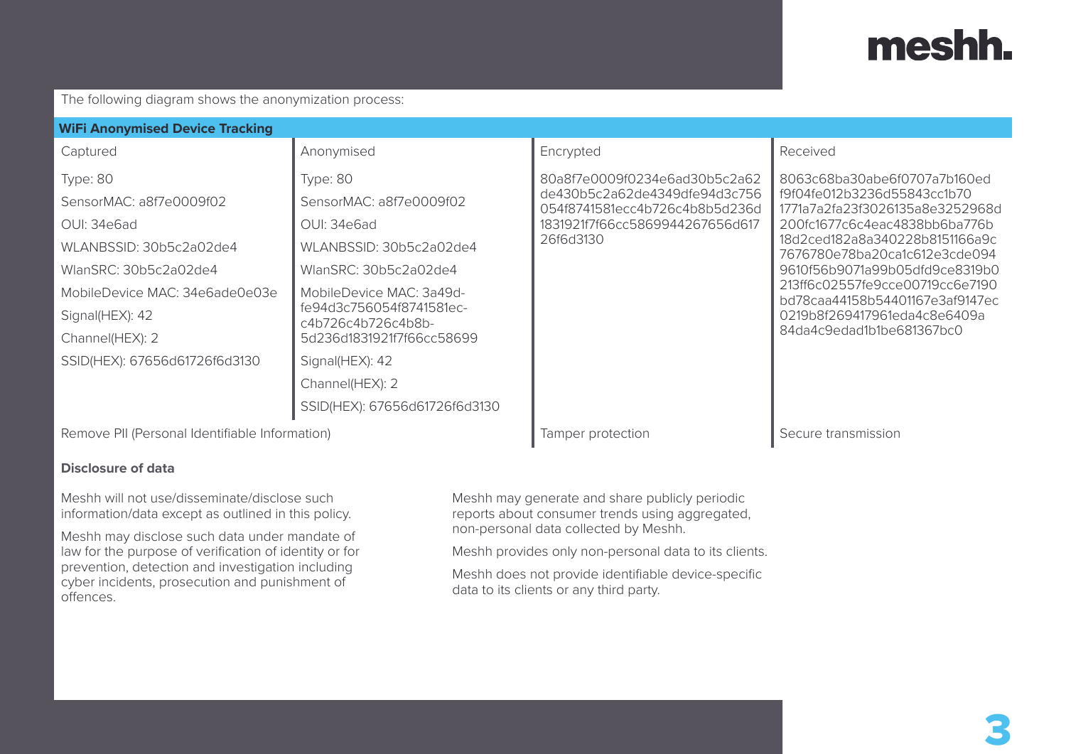The following diagram shows the anonymization process:

**WiFi Anonymised Device Tracking**

| Captured | Anonymised | Encrypted | Received |
|---|---|---|---|
| Type: 80<br>SensorMAC: a8f7e0009f02<br>OUI: 34e6ad<br>WLANBSSID: 30b5c2a02de4<br>WlanSRC: 30b5c2a02de4<br>MobileDevice MAC: 34e6ade0e03e<br>Signal(HEX): 42<br>Channel(HEX): 2<br>SSID(HEX): 67656d61726f6d3130 | Type: 80<br>SensorMAC: a8f7e0009f02<br>OUI: 34e6ad<br>WLANBSSID: 30b5c2a02de4<br>WlanSRC: 30b5c2a02de4<br>MobileDevice MAC: 3a49d-fe94d3c756054f8741581ec-c4b726c4b726c4b8b-5d236d1831921f7f66cc58699<br>Signal(HEX): 42<br>Channel(HEX): 2<br>SSID(HEX): 67656d61726f6d3130 | 80a8f7e0009f0234e6ad30b5c2a62de430b5c2a62de4349dfe94d3c756054f8741581ecc4b726c4b8b5d236d1831921f7f66cc5869944267656d61726f6d3130 | 8063c68ba30abe6f0707a7b160edf9f04fe012b3236d55843cc1b701771a7a2fa23f3026135a8e3252968d200fc1677c6c4eac4838bb6ba776b18d2ced182a8a340228b8151166a9c7676780e78ba20ca1c612e3cde0949610f56b9071a99b05dfd9ce8319b0213ff6c02557fe9cce00719cc6e7190bd78caa44158b54401167e3af9147ec0219b8f269417961eda4c8e6409a84da4c9edad1b1be681367bc0 |
| Remove PII (Personal Identifiable Information) | | Tamper protection | Secure transmission |

**Disclosure of data**

Meshh will not use/disseminate/disclose such information/data except as outlined in this policy.

Meshh may disclose such data under mandate of law for the purpose of verification of identity or for prevention, detection and investigation including cyber incidents, prosecution and punishment of offences.

Meshh may generate and share publicly periodic reports about consumer trends using aggregated, non-personal data collected by Meshh.

Meshh provides only non-personal data to its clients.

Meshh does not provide identifiable device-specific data to its clients or any third party.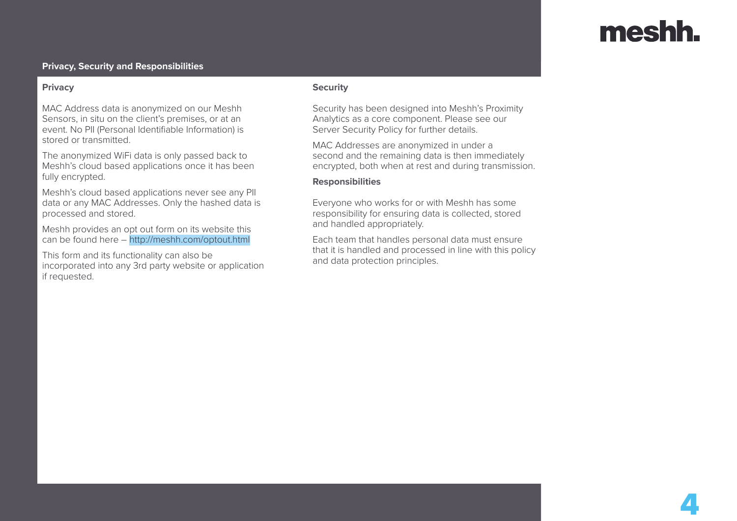## Privacy, Security and Responsibilities

### Privacy

MAC Address data is anonymized on our Meshh Sensors, in situ on the client's premises, or at an event. No PII (Personal Identifiable Information) is stored or transmitted.

The anonymized WiFi data is only passed back to Meshh's cloud based applications once it has been fully encrypted.

Meshh's cloud based applications never see any PII data or any MAC Addresses. Only the hashed data is processed and stored.

Meshh provides an opt out form on its website this can be found here – http://meshh.com/optout.html

This form and its functionality can also be incorporated into any 3rd party website or application if requested.

### Security

Security has been designed into Meshh's Proximity Analytics as a core component. Please see our Server Security Policy for further details.

MAC Addresses are anonymized in under a second and the remaining data is then immediately encrypted, both when at rest and during transmission.

### Responsibilities

Everyone who works for or with Meshh has some responsibility for ensuring data is collected, stored and handled appropriately.

Each team that handles personal data must ensure that it is handled and processed in line with this policy and data protection principles.